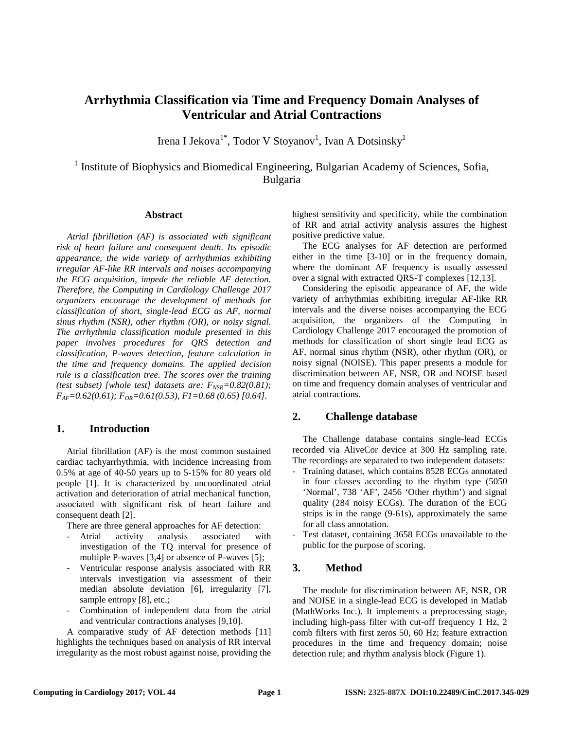# Arrhythmia Classification via Time and Frequency Domain Analyses of Ventricular and Atrial Contractions

Irena I Jekova[1*], Todor V Stoyanov[1], Ivan A Dotsinsky[1]

[1] Institute of Biophysics and Biomedical Engineering, Bulgarian Academy of Sciences, Sofia, Bulgaria

## Abstract

*Atrial fibrillation (AF) is associated with significant risk of heart failure and consequent death. Its episodic appearance, the wide variety of arrhythmias exhibiting irregular AF-like RR intervals and noises accompanying the ECG acquisition, impede the reliable AF detection. Therefore, the Computing in Cardiology Challenge 2017 organizers encourage the development of methods for classification of short, single-lead ECG as AF, normal sinus rhythm (NSR), other rhythm (OR), or noisy signal. The arrhythmia classification module presented in this paper involves procedures for QRS detection and classification, P-waves detection, feature calculation in the time and frequency domains. The applied decision rule is a classification tree. The scores over the training (test subset) [whole test] datasets are: $F_{NSR}$=0.82(0.81); $F_{AF}$=0.62(0.61); $F_{OR}$=0.61(0.53), F1=0.68 (0.65) [0.64].*

## 1. Introduction

Atrial fibrillation (AF) is the most common sustained cardiac tachyarrhythmia, with incidence increasing from 0.5% at age of 40-50 years up to 5-15% for 80 years old people [1]. It is characterized by uncoordinated atrial activation and deterioration of atrial mechanical function, associated with significant risk of heart failure and consequent death [2].

There are three general approaches for AF detection:

- Atrial activity analysis associated with investigation of the TQ interval for presence of multiple P-waves [3,4] or absence of P-waves [5];
- Ventricular response analysis associated with RR intervals investigation via assessment of their median absolute deviation [6], irregularity [7], sample entropy [8], etc.;
- Combination of independent data from the atrial and ventricular contractions analyses [9,10].

A comparative study of AF detection methods [11] highlights the techniques based on analysis of RR interval irregularity as the most robust against noise, providing the highest sensitivity and specificity, while the combination of RR and atrial activity analysis assures the highest positive predictive value.

The ECG analyses for AF detection are performed either in the time [3-10] or in the frequency domain, where the dominant AF frequency is usually assessed over a signal with extracted QRS-T complexes [12,13].

Considering the episodic appearance of AF, the wide variety of arrhythmias exhibiting irregular AF-like RR intervals and the diverse noises accompanying the ECG acquisition, the organizers of the Computing in Cardiology Challenge 2017 encouraged the promotion of methods for classification of short single lead ECG as AF, normal sinus rhythm (NSR), other rhythm (OR), or noisy signal (NOISE). This paper presents a module for discrimination between AF, NSR, OR and NOISE based on time and frequency domain analyses of ventricular and atrial contractions.

## 2. Challenge database

The Challenge database contains single-lead ECGs recorded via AliveCor device at 300 Hz sampling rate. The recordings are separated to two independent datasets:

- Training dataset, which contains 8528 ECGs annotated in four classes according to the rhythm type (5050 'Normal', 738 'AF', 2456 'Other rhythm') and signal quality (284 noisy ECGs). The duration of the ECG strips is in the range (9-61s), approximately the same for all class annotation.
- Test dataset, containing 3658 ECGs unavailable to the public for the purpose of scoring.

## 3. Method

The module for discrimination between AF, NSR, OR and NOISE in a single-lead ECG is developed in Matlab (MathWorks Inc.). It implements a preprocessing stage, including high-pass filter with cut-off frequency 1 Hz, 2 comb filters with first zeros 50, 60 Hz; feature extraction procedures in the time and frequency domain; noise detection rule; and rhythm analysis block (Figure 1).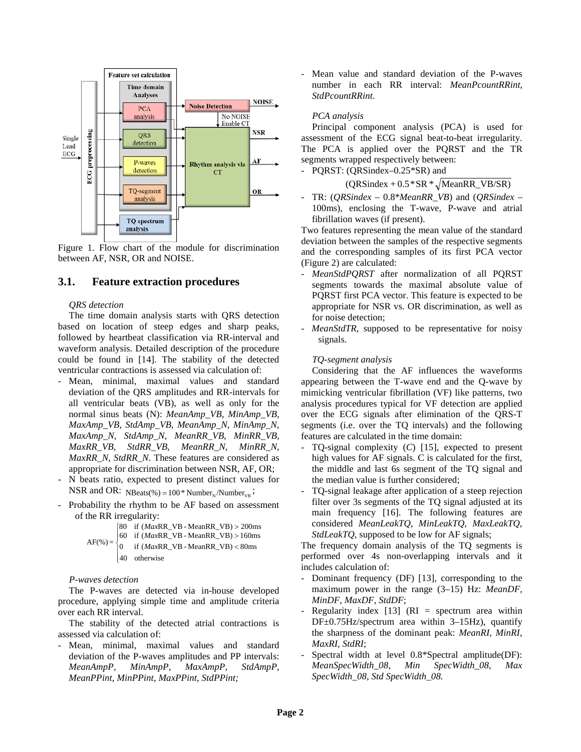Figure 1. Flow chart of the module for discrimination between AF, NSR, OR and NOISE.

## 3.1. Feature extraction procedures

*QRS detection*

The time domain analysis starts with QRS detection based on location of steep edges and sharp peaks, followed by heartbeat classification via RR-interval and waveform analysis. Detailed description of the procedure could be found in [14]. The stability of the detected ventricular contractions is assessed via calculation of:

- Mean, minimal, maximal values and standard deviation of the QRS amplitudes and RR-intervals for all ventricular beats (VB), as well as only for the normal sinus beats (N): *MeanAmp_VB*, *MinAmp_VB*, *MaxAmp_VB*, *StdAmp_VB*, *MeanAmp_N*, *MinAmp_N*, *MaxAmp_N*, *StdAmp_N*, *MeanRR_VB*, *MinRR_VB*, *MaxRR_VB*, *StdRR_VB*, *MeanRR_N*, *MinRR_N*, *MaxRR_N*, *StdRR_N*. These features are considered as appropriate for discrimination between NSR, AF, OR;
- N beats ratio, expected to present distinct values for NSR and OR: $\text{NBeats}(\%) = 100 * \text{Number}_\text{N}/\text{Number}_\text{VB}$;
- Probability the rhythm to be AF based on assessment of the RR irregularity:

$$\text{AF}(\%) = \begin{cases} 80 & \text{if } (Max\text{RR\_VB - MeanRR\_VB}) > 200\text{ms} \\ 60 & \text{if } (Max\text{RR\_VB - MeanRR\_VB}) > 160\text{ms} \\ 0 & \text{if } (Max\text{RR\_VB - MeanRR\_VB}) < 80\text{ms} \\ 40 & \text{otherwise} \end{cases}$$

*P-waves detection*

The P-waves are detected via in-house developed procedure, applying simple time and amplitude criteria over each RR interval.

The stability of the detected atrial contractions is assessed via calculation of:

- Mean, minimal, maximal values and standard deviation of the P-waves amplitudes and PP intervals: *MeanAmpP*, *MinAmpP*, *MaxAmpP*, *StdAmpP*, *MeanPPint*, *MinPPint*, *MaxPPint*, *StdPPint;*
- Mean value and standard deviation of the P-waves number in each RR interval: *MeanPcountRRint*, *StdPcountRRint*.

*PCA analysis*

Principal component analysis (PCA) is used for assessment of the ECG signal beat-to-beat irregularity. The PCA is applied over the PQRST and the TR segments wrapped respectively between:

- PQRST: (QRSindex–0.25*SR) and

$$(\text{QRSindex} + 0.5 * \text{SR} * \sqrt{\text{MeanRR\_VB/SR}})$$

- TR: (*QRSindex* – 0.8*\**MeanRR_VB*) and (*QRSindex* – 100ms), enclosing the T-wave, P-wave and atrial fibrillation waves (if present).

Two features representing the mean value of the standard deviation between the samples of the respective segments and the corresponding samples of its first PCA vector (Figure 2) are calculated:

- *MeanStdPQRST* after normalization of all PQRST segments towards the maximal absolute value of PQRST first PCA vector. This feature is expected to be appropriate for NSR vs. OR discrimination, as well as for noise detection;
- *MeanStdTR*, supposed to be representative for noisy signals.

*TQ-segment analysis*

Considering that the AF influences the waveforms appearing between the T-wave end and the Q-wave by mimicking ventricular fibrillation (VF) like patterns, two analysis procedures typical for VF detection are applied over the ECG signals after elimination of the QRS-T segments (i.e. over the TQ intervals) and the following features are calculated in the time domain:

- TQ-signal complexity (*C*) [15], expected to present high values for AF signals. C is calculated for the first, the middle and last 6s segment of the TQ signal and the median value is further considered;
- TQ-signal leakage after application of a steep rejection filter over 3s segments of the TQ signal adjusted at its main frequency [16]. The following features are considered *MeanLeakTQ*, *MinLeakTQ*, *MaxLeakTQ*, *StdLeakTQ*, supposed to be low for AF signals;

The frequency domain analysis of the TQ segments is performed over 4s non-overlapping intervals and it includes calculation of:

- Dominant frequency (DF) [13], corresponding to the maximum power in the range (3–15) Hz: *MeanDF*, *MinDF*, *MaxDF*, *StdDF*;
- Regularity index [13] (RI = spectrum area within DF±0.75Hz/spectrum area within 3–15Hz), quantify the sharpness of the dominant peak: *MeanRI*, *MinRI*, *MaxRI*, *StdRI*;
- Spectral width at level 0.8\*Spectral amplitude(DF): *MeanSpecWidth_08*, *Min SpecWidth_08*, *Max SpecWidth_08*, *Std SpecWidth_08*.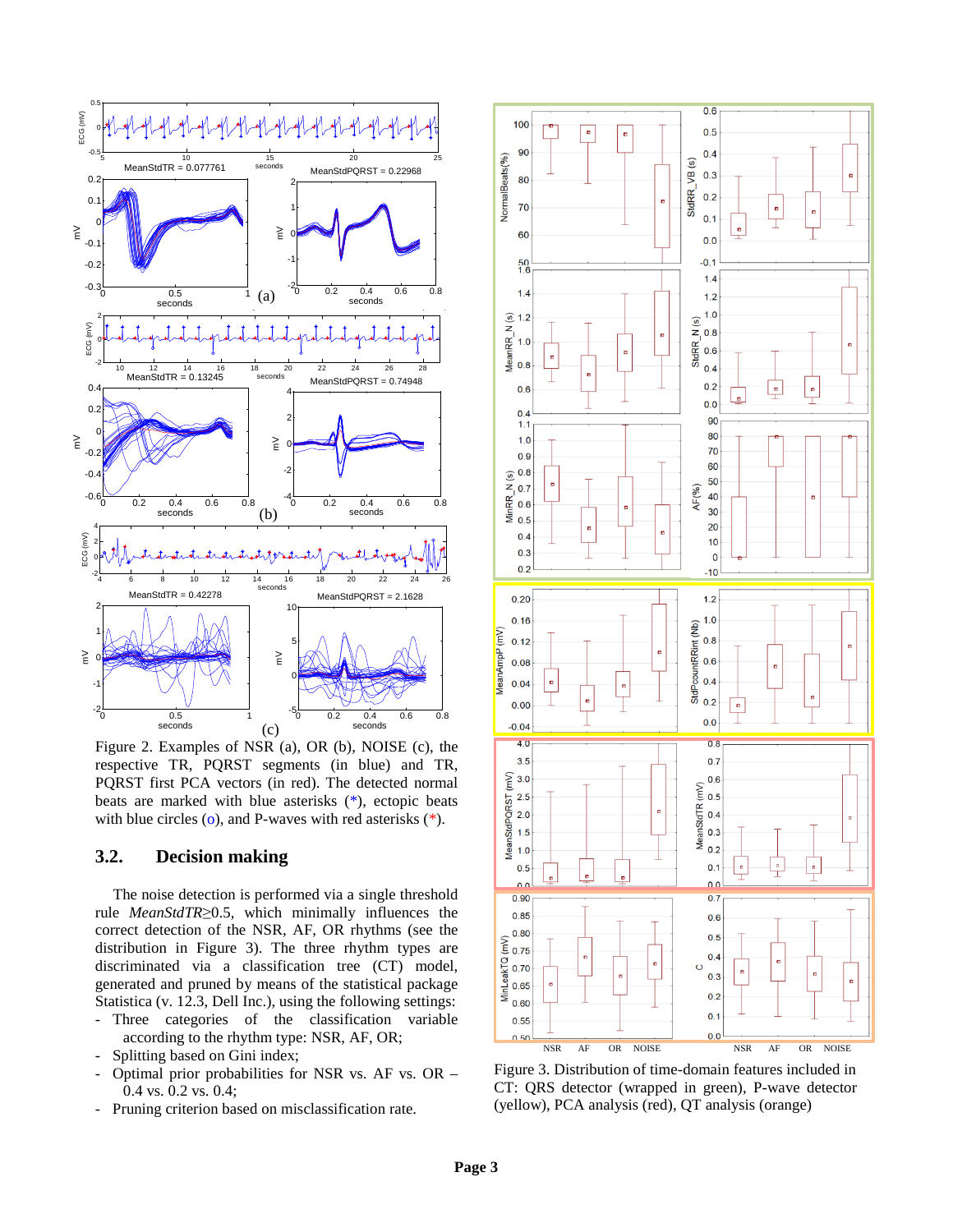Figure 2. Examples of NSR (a), OR (b), NOISE (c), the respective TR, PQRST segments (in blue) and TR, PQRST first PCA vectors (in red). The detected normal beats are marked with blue asterisks (*), ectopic beats with blue circles (o), and P-waves with red asterisks (*).

## 3.2. Decision making

The noise detection is performed via a single threshold rule *MeanStdTR*≥0.5, which minimally influences the correct detection of the NSR, AF, OR rhythms (see the distribution in Figure 3). The three rhythm types are discriminated via a classification tree (CT) model, generated and pruned by means of the statistical package Statistica (v. 12.3, Dell Inc.), using the following settings:

- Three categories of the classification variable according to the rhythm type: NSR, AF, OR;
- Splitting based on Gini index;
- Optimal prior probabilities for NSR vs. AF vs. OR – 0.4 vs. 0.2 vs. 0.4;
- Pruning criterion based on misclassification rate.

Figure 3. Distribution of time-domain features included in CT: QRS detector (wrapped in green), P-wave detector (yellow), PCA analysis (red), QT analysis (orange)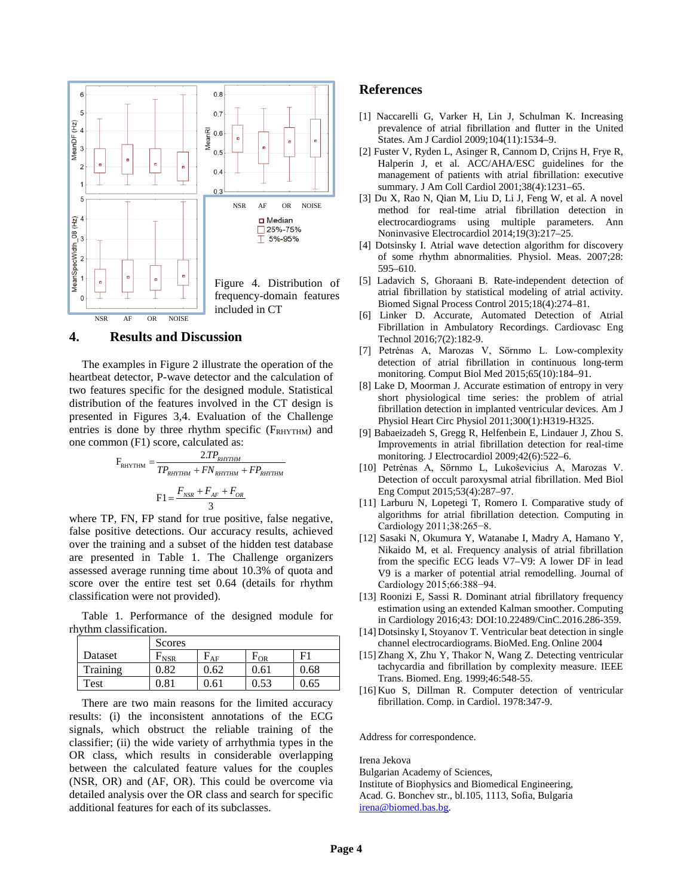MeanDF (Hz)
6
5
4
3
2
1

MeanRI
0.8
0.7
0.6
0.5
0.4
0.3

MeanSpecWidth_08 (Hz)
5
4
3
2
1
0

NSR AF OR NOISE

NSR AF OR NOISE

Median
25%-75%
5%-95%

Figure 4. Distribution of frequency-domain features included in CT

## 4. Results and Discussion

The examples in Figure 2 illustrate the operation of the heartbeat detector, P-wave detector and the calculation of two features specific for the designed module. Statistical distribution of the features involved in the CT design is presented in Figures 3,4. Evaluation of the Challenge entries is done by three rhythm specific ($F_{RHYTHM}$) and one common (F1) score, calculated as:

$$F_{RHYTHM} = \frac{2.TP_{RHYTHM}}{TP_{RHYTHM} + FN_{RHYTHM} + FP_{RHYTHM}}$$

$$F1 = \frac{F_{NSR} + F_{AF} + F_{OR}}{3}$$

where TP, FN, FP stand for true positive, false negative, false positive detections. Our accuracy results, achieved over the training and a subset of the hidden test database are presented in Table 1. The Challenge organizers assessed average running time about 10.3% of quota and score over the entire test set 0.64 (details for rhythm classification were not provided).

Table 1. Performance of the designed module for rhythm classification.

| Dataset | Scores | | | |
|---|---|---|---|---|
| | $F_{NSR}$ | $F_{AF}$ | $F_{OR}$ | F1 |
| Training | 0.82 | 0.62 | 0.61 | 0.68 |
| Test | 0.81 | 0.61 | 0.53 | 0.65 |

There are two main reasons for the limited accuracy results: (i) the inconsistent annotations of the ECG signals, which obstruct the reliable training of the classifier; (ii) the wide variety of arrhythmia types in the OR class, which results in considerable overlapping between the calculated feature values for the couples (NSR, OR) and (AF, OR). This could be overcome via detailed analysis over the OR class and search for specific additional features for each of its subclasses.

## References

[1] Naccarelli G, Varker H, Lin J, Schulman K. Increasing prevalence of atrial fibrillation and flutter in the United States. Am J Cardiol 2009;104(11):1534–9.

[2] Fuster V, Ryden L, Asinger R, Cannom D, Crijns H, Frye R, Halperin J, et al. ACC/AHA/ESC guidelines for the management of patients with atrial fibrillation: executive summary. J Am Coll Cardiol 2001;38(4):1231–65.

[3] Du X, Rao N, Qian M, Liu D, Li J, Feng W, et al. A novel method for real-time atrial fibrillation detection in electrocardiograms using multiple parameters. Ann Noninvasive Electrocardiol 2014;19(3):217–25.

[4] Dotsinsky I. Atrial wave detection algorithm for discovery of some rhythm abnormalities. Physiol. Meas. 2007;28: 595–610.

[5] Ladavich S, Ghoraani B. Rate-independent detection of atrial fibrillation by statistical modeling of atrial activity. Biomed Signal Process Control 2015;18(4):274–81.

[6] Linker D. Accurate, Automated Detection of Atrial Fibrillation in Ambulatory Recordings. Cardiovasc Eng Technol 2016;7(2):182-9.

[7] Petrėnas A, Marozas V, Sörnmo L. Low-complexity detection of atrial fibrillation in continuous long-term monitoring. Comput Biol Med 2015;65(10):184–91.

[8] Lake D, Moorman J. Accurate estimation of entropy in very short physiological time series: the problem of atrial fibrillation detection in implanted ventricular devices. Am J Physiol Heart Circ Physiol 2011;300(1):H319-H325.

[9] Babaeizadeh S, Gregg R, Helfenbein E, Lindauer J, Zhou S. Improvements in atrial fibrillation detection for real-time monitoring. J Electrocardiol 2009;42(6):522–6.

[10] Petrėnas A, Sörnmo L, Lukoševicius A, Marozas V. Detection of occult paroxysmal atrial fibrillation. Med Biol Eng Comput 2015;53(4):287–97.

[11] Larburu N, Lopetegi T, Romero I. Comparative study of algorithms for atrial fibrillation detection. Computing in Cardiology 2011;38:265−8.

[12] Sasaki N, Okumura Y, Watanabe I, Madry A, Hamano Y, Nikaido M, et al. Frequency analysis of atrial fibrillation from the specific ECG leads V7–V9: A lower DF in lead V9 is a marker of potential atrial remodelling. Journal of Cardiology 2015;66:388−94.

[13] Roonizi E, Sassi R. Dominant atrial fibrillatory frequency estimation using an extended Kalman smoother. Computing in Cardiology 2016;43: DOI:10.22489/CinC.2016.286-359.

[14] Dotsinsky I, Stoyanov T. Ventricular beat detection in single channel electrocardiograms. BioMed. Eng. Online 2004

[15] Zhang X, Zhu Y, Thakor N, Wang Z. Detecting ventricular tachycardia and fibrillation by complexity measure. IEEE Trans. Biomed. Eng. 1999;46:548-55.

[16] Kuo S, Dillman R. Computer detection of ventricular fibrillation. Comp. in Cardiol. 1978:347-9.

Address for correspondence.

Irena Jekova
Bulgarian Academy of Sciences,
Institute of Biophysics and Biomedical Engineering,
Acad. G. Bonchev str., bl.105, 1113, Sofia, Bulgaria
irena@biomed.bas.bg.